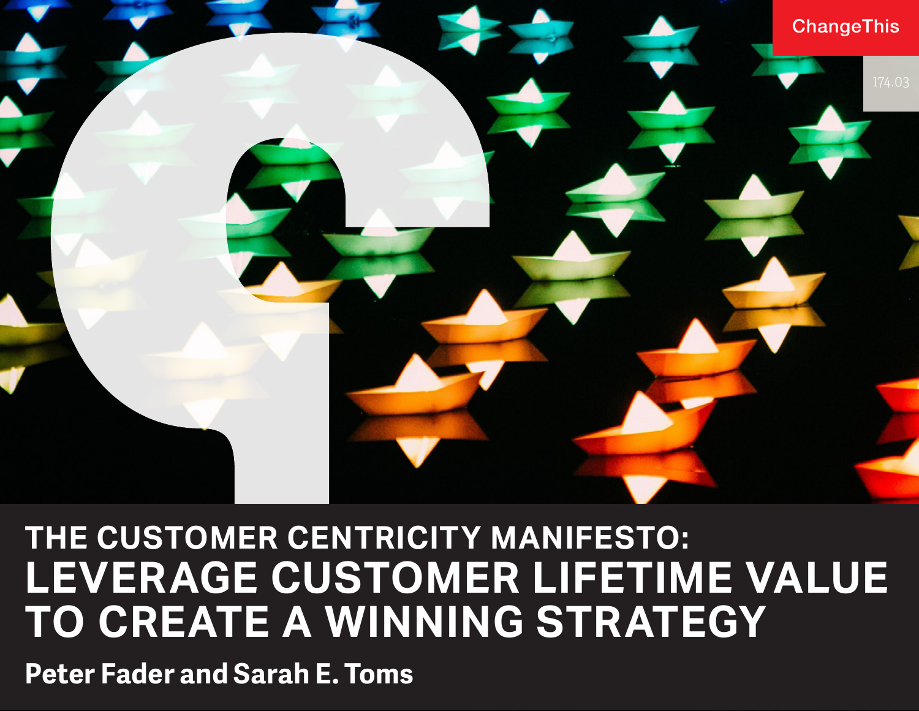ChangeThis

174.03

# THE CUSTOMER CENTRICITY MANIFESTO: LEVERAGE CUSTOMER LIFETIME VALUE TO CREATE A WINNING STRATEGY

**Peter Fader and Sarah E. Toms**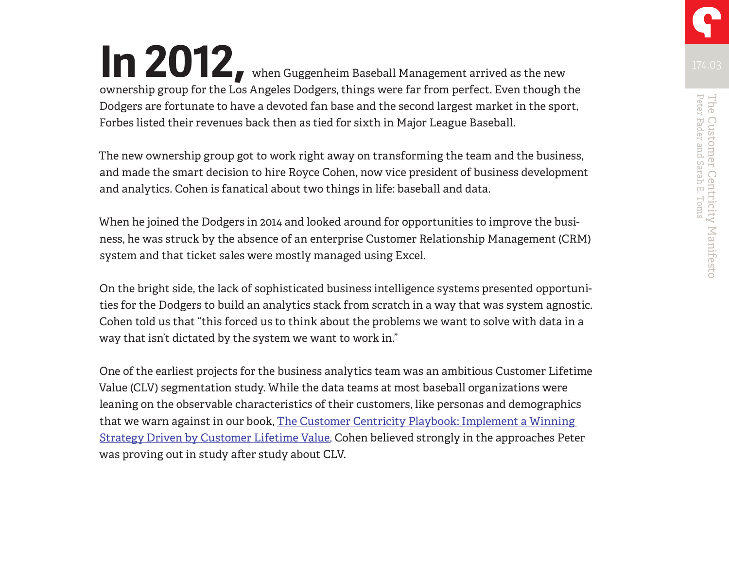**In 2012,** when Guggenheim Baseball Management arrived as the new ownership group for the Los Angeles Dodgers, things were far from perfect. Even though the Dodgers are fortunate to have a devoted fan base and the second largest market in the sport, Forbes listed their revenues back then as tied for sixth in Major League Baseball.

The new ownership group got to work right away on transforming the team and the business, and made the smart decision to hire Royce Cohen, now vice president of business development and analytics. Cohen is fanatical about two things in life: baseball and data.

When he joined the Dodgers in 2014 and looked around for opportunities to improve the business, he was struck by the absence of an enterprise Customer Relationship Management (CRM) system and that ticket sales were mostly managed using Excel.

On the bright side, the lack of sophisticated business intelligence systems presented opportunities for the Dodgers to build an analytics stack from scratch in a way that was system agnostic. Cohen told us that "this forced us to think about the problems we want to solve with data in a way that isn't dictated by the system we want to work in."

One of the earliest projects for the business analytics team was an ambitious Customer Lifetime Value (CLV) segmentation study. While the data teams at most baseball organizations were leaning on the observable characteristics of their customers, like personas and demographics that we warn against in our book, The Customer Centricity Playbook: Implement a Winning Strategy Driven by Customer Lifetime Value, Cohen believed strongly in the approaches Peter was proving out in study after study about CLV.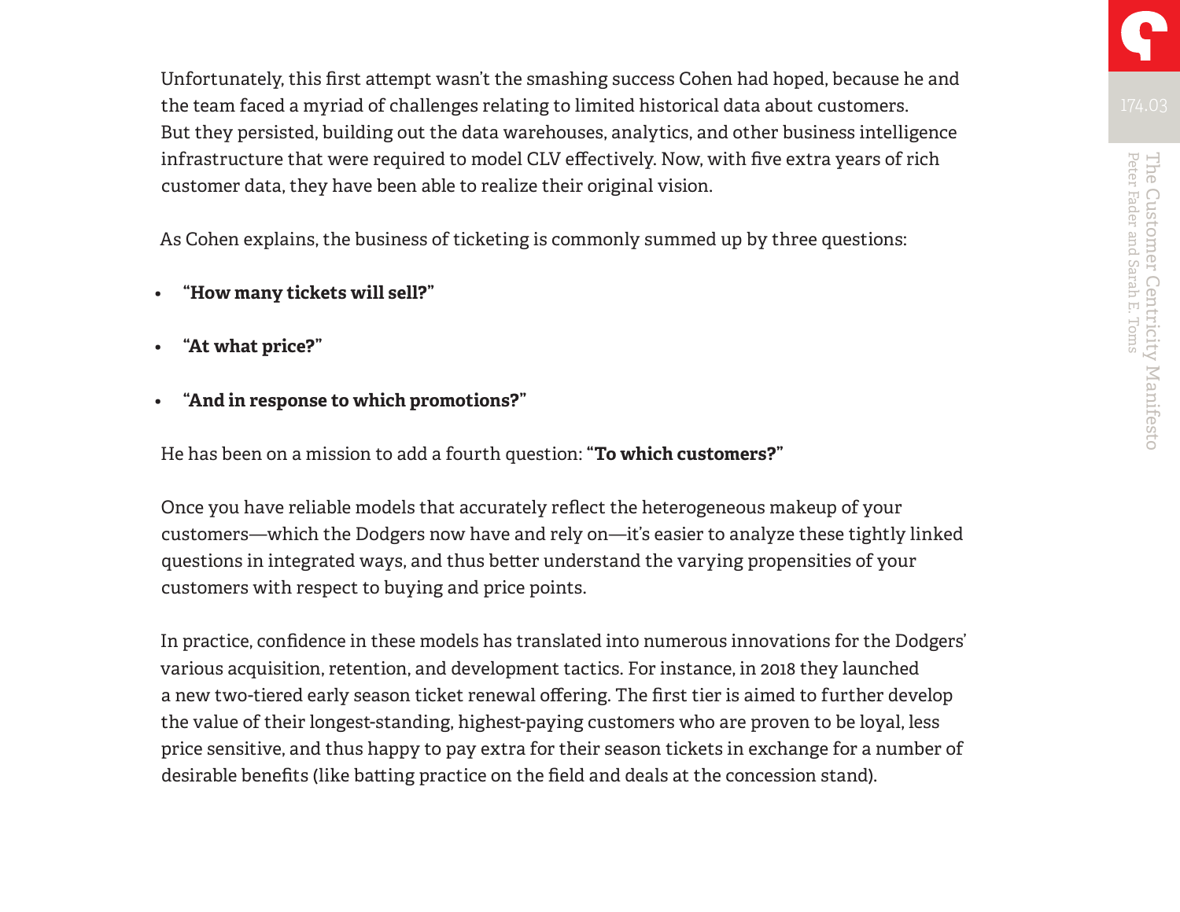Unfortunately, this first attempt wasn't the smashing success Cohen had hoped, because he and the team faced a myriad of challenges relating to limited historical data about customers. But they persisted, building out the data warehouses, analytics, and other business intelligence infrastructure that were required to model CLV effectively. Now, with five extra years of rich customer data, they have been able to realize their original vision.

As Cohen explains, the business of ticketing is commonly summed up by three questions:

- **"How many tickets will sell?"**
- **"At what price?"**
- **"And in response to which promotions?"**

He has been on a mission to add a fourth question: **"To which customers?"**

Once you have reliable models that accurately reflect the heterogeneous makeup of your customers—which the Dodgers now have and rely on—it's easier to analyze these tightly linked questions in integrated ways, and thus better understand the varying propensities of your customers with respect to buying and price points.

In practice, confidence in these models has translated into numerous innovations for the Dodgers' various acquisition, retention, and development tactics. For instance, in 2018 they launched a new two-tiered early season ticket renewal offering. The first tier is aimed to further develop the value of their longest-standing, highest-paying customers who are proven to be loyal, less price sensitive, and thus happy to pay extra for their season tickets in exchange for a number of desirable benefits (like batting practice on the field and deals at the concession stand).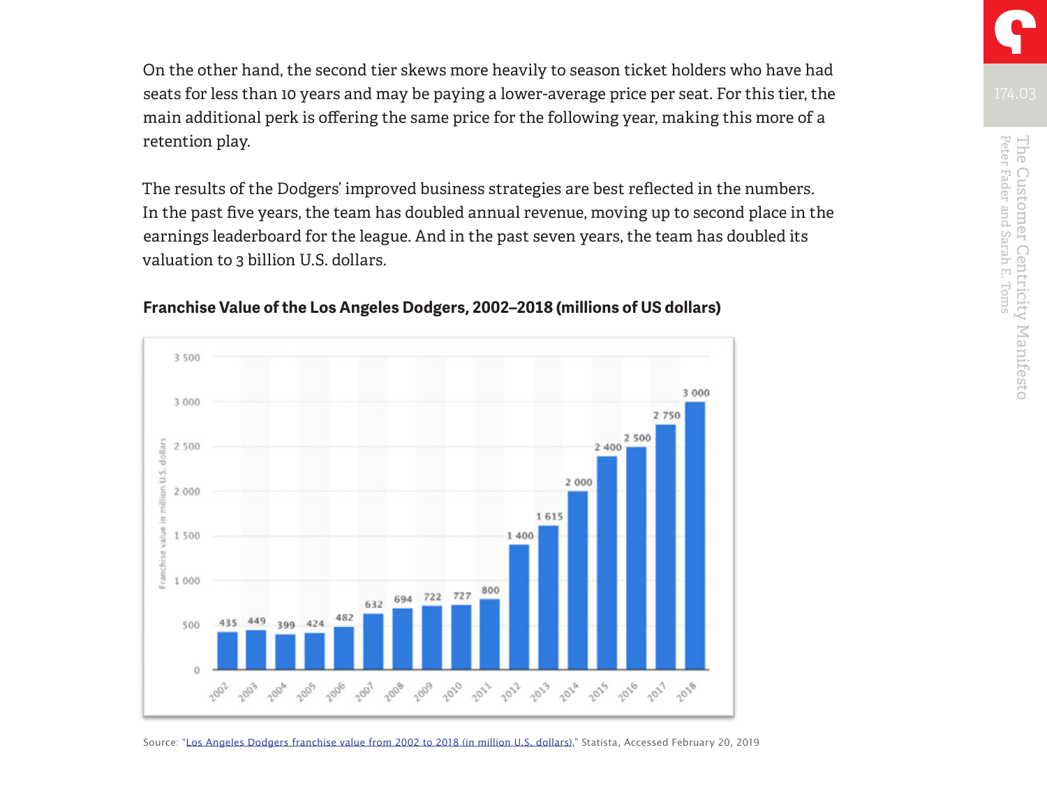On the other hand, the second tier skews more heavily to season ticket holders who have had seats for less than 10 years and may be paying a lower-average price per seat. For this tier, the main additional perk is offering the same price for the following year, making this more of a retention play.

The results of the Dodgers' improved business strategies are best reflected in the numbers. In the past five years, the team has doubled annual revenue, moving up to second place in the earnings leaderboard for the league. And in the past seven years, the team has doubled its valuation to 3 billion U.S. dollars.

**Franchise Value of the Los Angeles Dodgers, 2002–2018 (millions of US dollars)**

| Year | Franchise value in million U.S. dollars |
|---|---|
| 2002 | 435 |
| 2003 | 449 |
| 2004 | 399 |
| 2005 | 424 |
| 2006 | 482 |
| 2007 | 632 |
| 2008 | 694 |
| 2009 | 722 |
| 2010 | 727 |
| 2011 | 800 |
| 2012 | 1 400 |
| 2013 | 1 615 |
| 2014 | 2 000 |
| 2015 | 2 400 |
| 2016 | 2 500 |
| 2017 | 2 750 |
| 2018 | 3 000 |

Source: "Los Angeles Dodgers franchise value from 2002 to 2018 (in million U.S. dollars)," Statista, Accessed February 20, 2019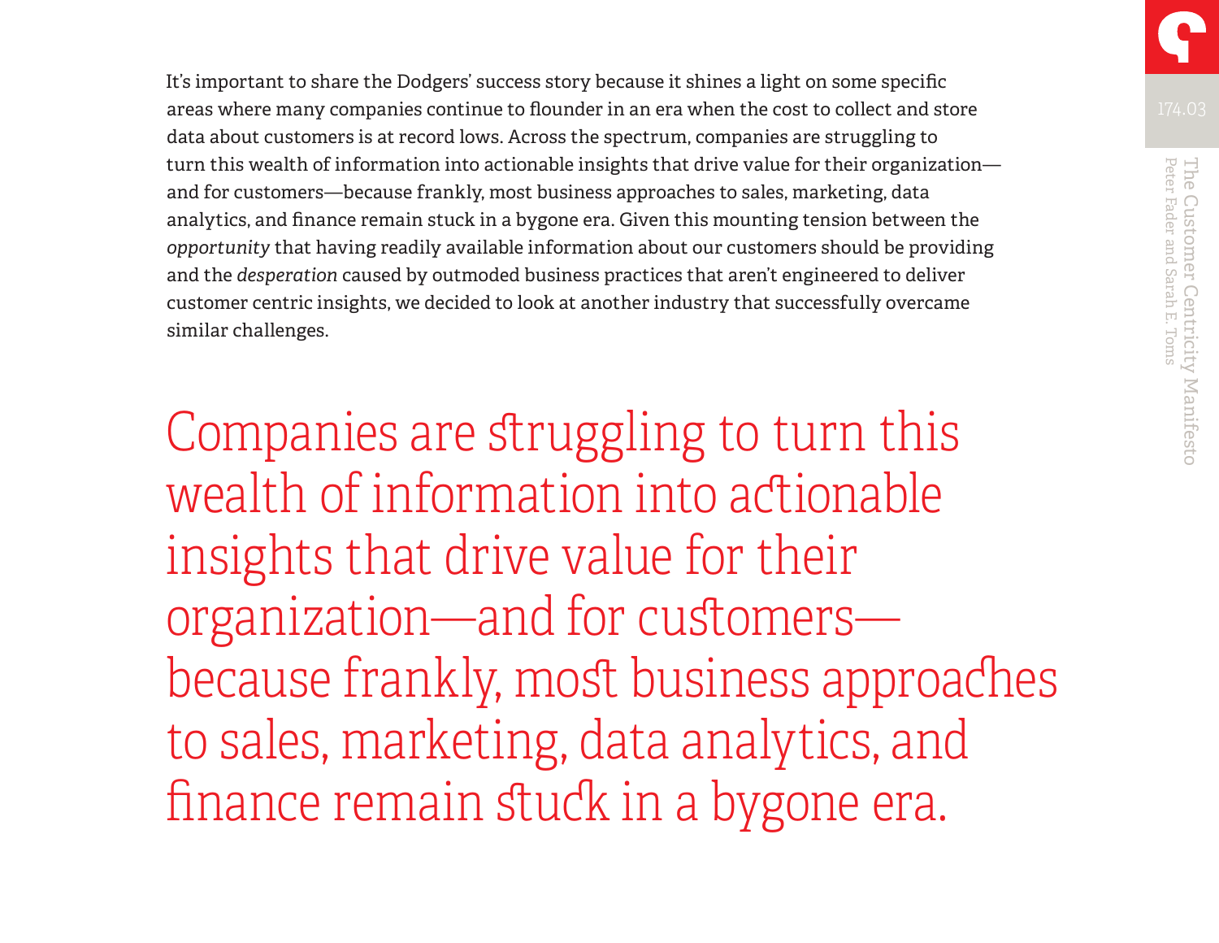It's important to share the Dodgers' success story because it shines a light on some specific areas where many companies continue to flounder in an era when the cost to collect and store data about customers is at record lows. Across the spectrum, companies are struggling to turn this wealth of information into actionable insights that drive value for their organization—and for customers—because frankly, most business approaches to sales, marketing, data analytics, and finance remain stuck in a bygone era. Given this mounting tension between the *opportunity* that having readily available information about our customers should be providing and the *desperation* caused by outmoded business practices that aren't engineered to deliver customer centric insights, we decided to look at another industry that successfully overcame similar challenges.

> Companies are struggling to turn this wealth of information into actionable insights that drive value for their organization—and for customers—because frankly, most business approaches to sales, marketing, data analytics, and finance remain stuck in a bygone era.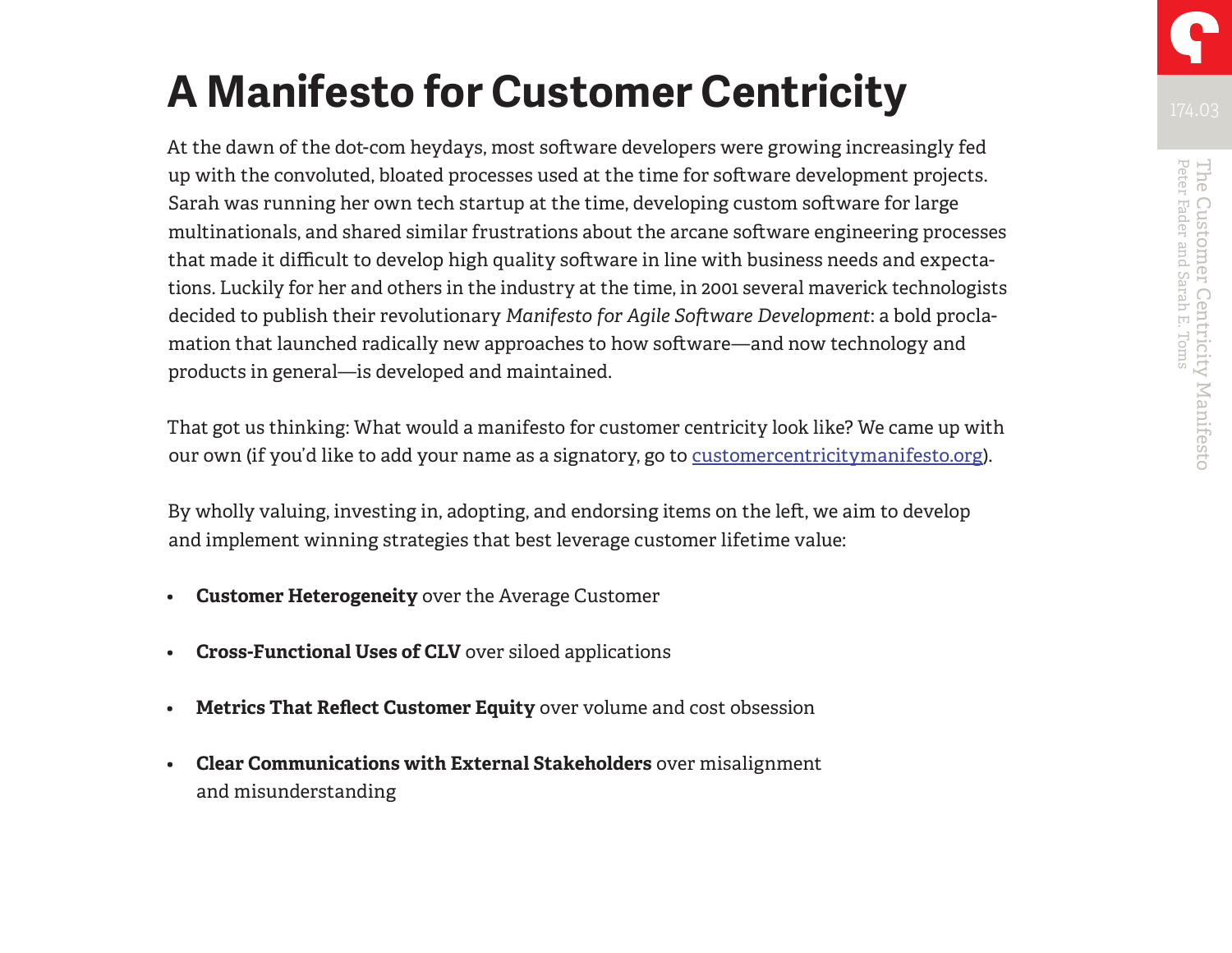# A Manifesto for Customer Centricity

At the dawn of the dot-com heydays, most software developers were growing increasingly fed up with the convoluted, bloated processes used at the time for software development projects. Sarah was running her own tech startup at the time, developing custom software for large multinationals, and shared similar frustrations about the arcane software engineering processes that made it difficult to develop high quality software in line with business needs and expectations. Luckily for her and others in the industry at the time, in 2001 several maverick technologists decided to publish their revolutionary *Manifesto for Agile Software Development*: a bold proclamation that launched radically new approaches to how software—and now technology and products in general—is developed and maintained.

That got us thinking: What would a manifesto for customer centricity look like? We came up with our own (if you'd like to add your name as a signatory, go to [customercentricitymanifesto.org](customercentricitymanifesto.org)).

By wholly valuing, investing in, adopting, and endorsing items on the left, we aim to develop and implement winning strategies that best leverage customer lifetime value:

- **Customer Heterogeneity** over the Average Customer
- **Cross-Functional Uses of CLV** over siloed applications
- **Metrics That Reflect Customer Equity** over volume and cost obsession
- **Clear Communications with External Stakeholders** over misalignment and misunderstanding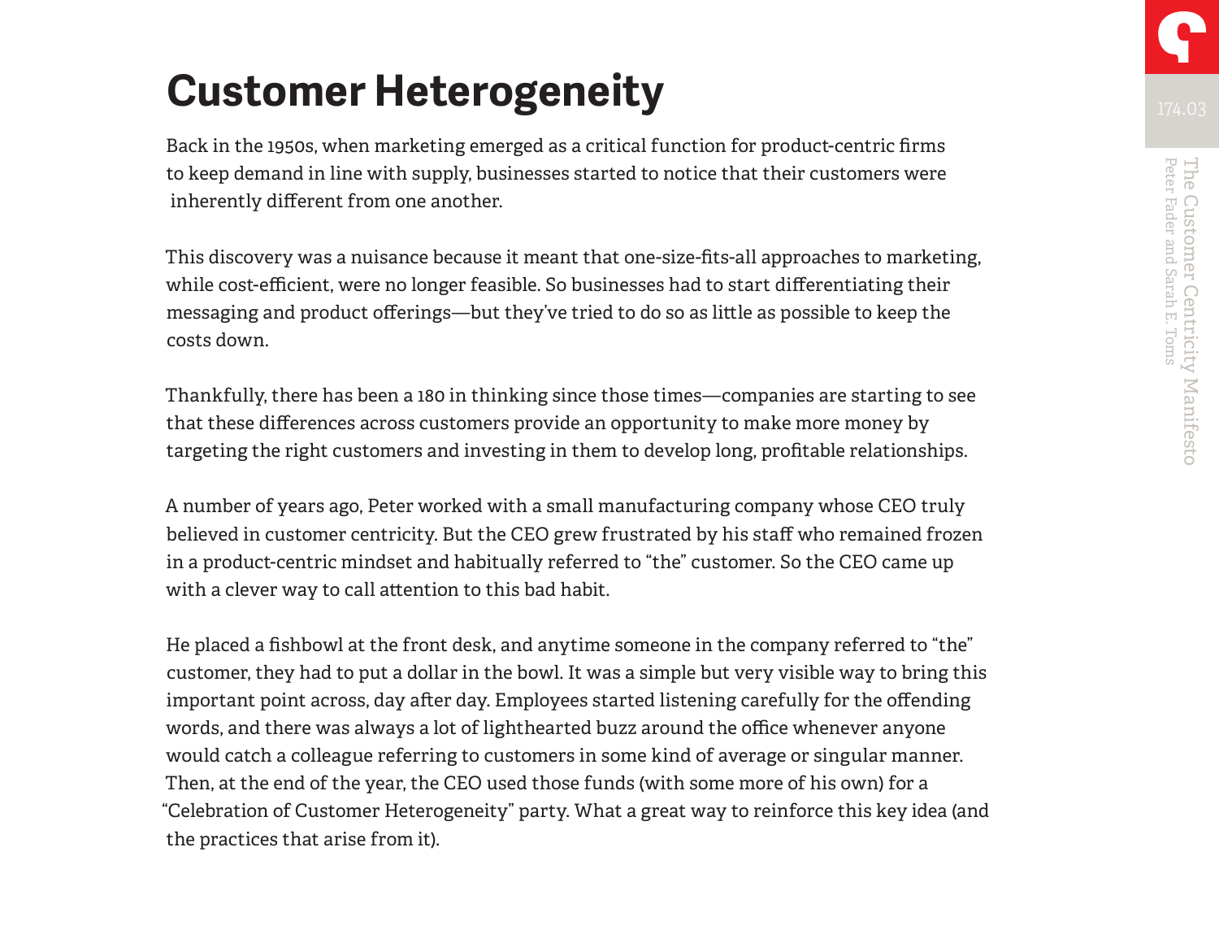# Customer Heterogeneity

Back in the 1950s, when marketing emerged as a critical function for product-centric firms to keep demand in line with supply, businesses started to notice that their customers were inherently different from one another.

This discovery was a nuisance because it meant that one-size-fits-all approaches to marketing, while cost-efficient, were no longer feasible. So businesses had to start differentiating their messaging and product offerings—but they've tried to do so as little as possible to keep the costs down.

Thankfully, there has been a 180 in thinking since those times—companies are starting to see that these differences across customers provide an opportunity to make more money by targeting the right customers and investing in them to develop long, profitable relationships.

A number of years ago, Peter worked with a small manufacturing company whose CEO truly believed in customer centricity. But the CEO grew frustrated by his staff who remained frozen in a product-centric mindset and habitually referred to "the" customer. So the CEO came up with a clever way to call attention to this bad habit.

He placed a fishbowl at the front desk, and anytime someone in the company referred to "the" customer, they had to put a dollar in the bowl. It was a simple but very visible way to bring this important point across, day after day. Employees started listening carefully for the offending words, and there was always a lot of lighthearted buzz around the office whenever anyone would catch a colleague referring to customers in some kind of average or singular manner. Then, at the end of the year, the CEO used those funds (with some more of his own) for a "Celebration of Customer Heterogeneity" party. What a great way to reinforce this key idea (and the practices that arise from it).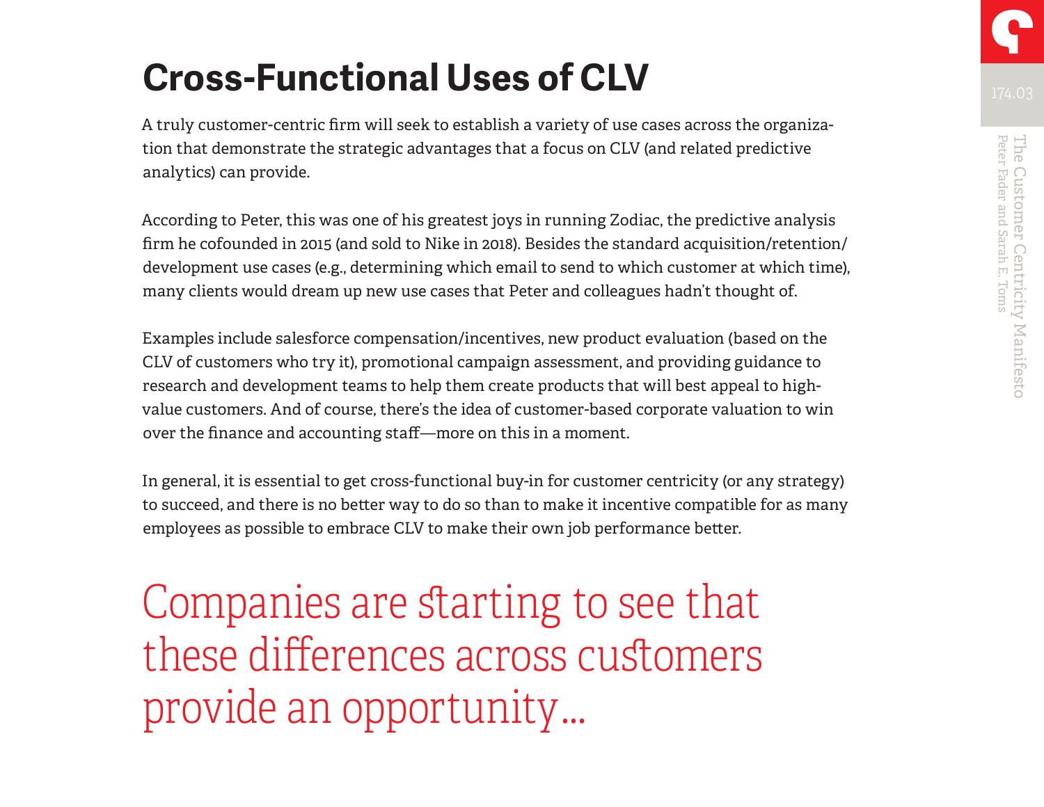# Cross-Functional Uses of CLV

A truly customer-centric firm will seek to establish a variety of use cases across the organization that demonstrate the strategic advantages that a focus on CLV (and related predictive analytics) can provide.

According to Peter, this was one of his greatest joys in running Zodiac, the predictive analysis firm he cofounded in 2015 (and sold to Nike in 2018). Besides the standard acquisition/retention/development use cases (e.g., determining which email to send to which customer at which time), many clients would dream up new use cases that Peter and colleagues hadn't thought of.

Examples include salesforce compensation/incentives, new product evaluation (based on the CLV of customers who try it), promotional campaign assessment, and providing guidance to research and development teams to help them create products that will best appeal to high-value customers. And of course, there's the idea of customer-based corporate valuation to win over the finance and accounting staff—more on this in a moment.

In general, it is essential to get cross-functional buy-in for customer centricity (or any strategy) to succeed, and there is no better way to do so than to make it incentive compatible for as many employees as possible to embrace CLV to make their own job performance better.

Companies are starting to see that these differences across customers provide an opportunity…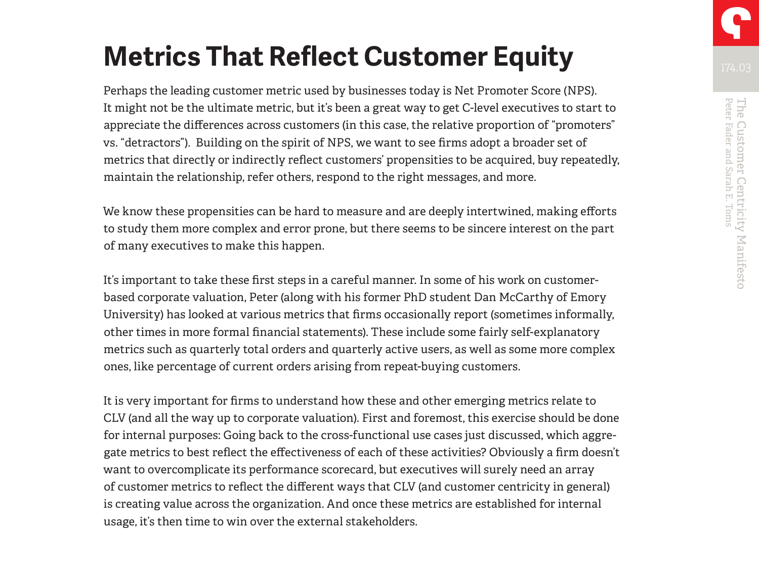# Metrics That Reflect Customer Equity

Perhaps the leading customer metric used by businesses today is Net Promoter Score (NPS). It might not be the ultimate metric, but it's been a great way to get C-level executives to start to appreciate the differences across customers (in this case, the relative proportion of "promoters" vs. "detractors"). Building on the spirit of NPS, we want to see firms adopt a broader set of metrics that directly or indirectly reflect customers' propensities to be acquired, buy repeatedly, maintain the relationship, refer others, respond to the right messages, and more.

We know these propensities can be hard to measure and are deeply intertwined, making efforts to study them more complex and error prone, but there seems to be sincere interest on the part of many executives to make this happen.

It's important to take these first steps in a careful manner. In some of his work on customer-based corporate valuation, Peter (along with his former PhD student Dan McCarthy of Emory University) has looked at various metrics that firms occasionally report (sometimes informally, other times in more formal financial statements). These include some fairly self-explanatory metrics such as quarterly total orders and quarterly active users, as well as some more complex ones, like percentage of current orders arising from repeat-buying customers.

It is very important for firms to understand how these and other emerging metrics relate to CLV (and all the way up to corporate valuation). First and foremost, this exercise should be done for internal purposes: Going back to the cross-functional use cases just discussed, which aggregate metrics to best reflect the effectiveness of each of these activities? Obviously a firm doesn't want to overcomplicate its performance scorecard, but executives will surely need an array of customer metrics to reflect the different ways that CLV (and customer centricity in general) is creating value across the organization. And once these metrics are established for internal usage, it's then time to win over the external stakeholders.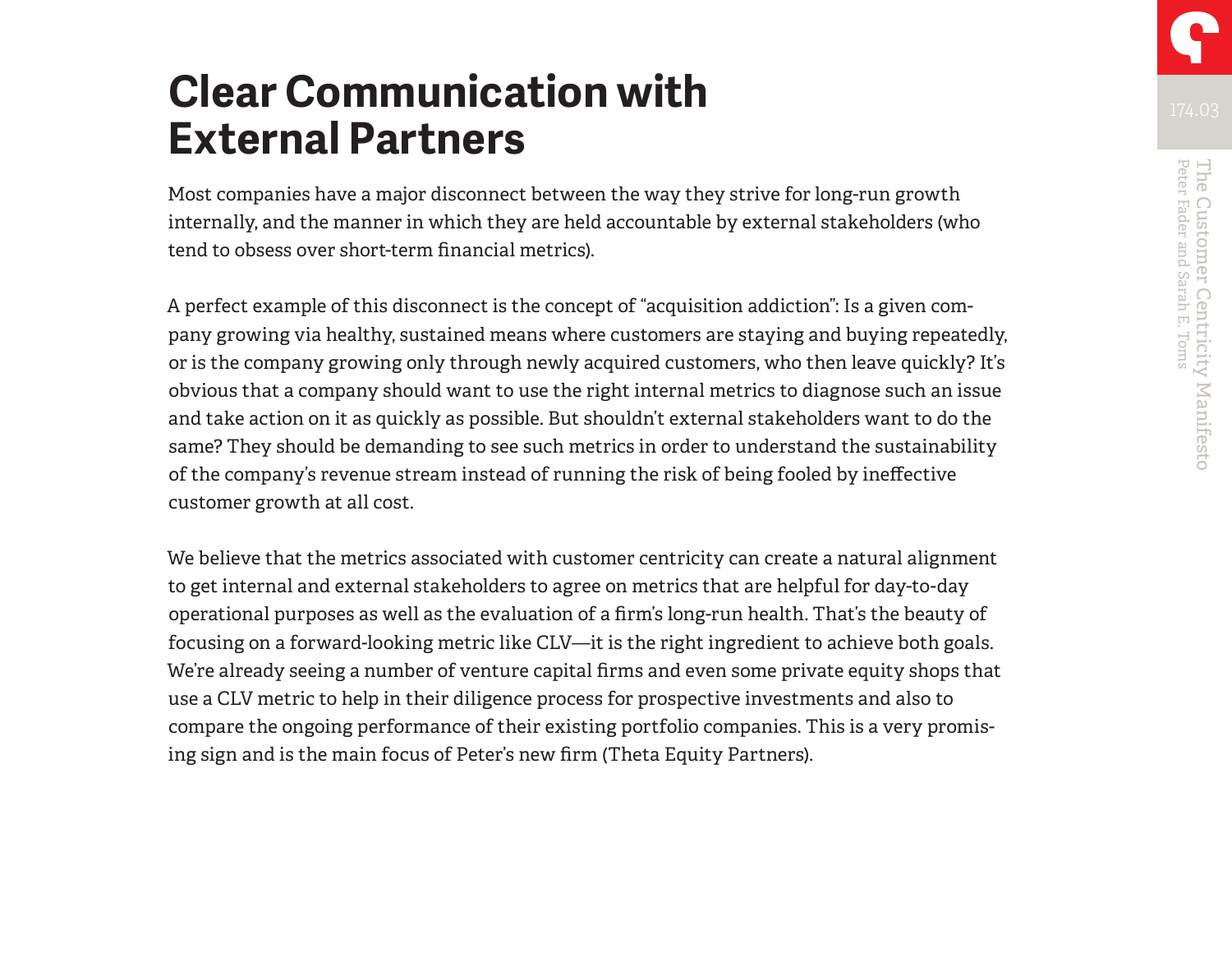# Clear Communication with External Partners

Most companies have a major disconnect between the way they strive for long-run growth internally, and the manner in which they are held accountable by external stakeholders (who tend to obsess over short-term financial metrics).

A perfect example of this disconnect is the concept of "acquisition addiction": Is a given company growing via healthy, sustained means where customers are staying and buying repeatedly, or is the company growing only through newly acquired customers, who then leave quickly? It's obvious that a company should want to use the right internal metrics to diagnose such an issue and take action on it as quickly as possible. But shouldn't external stakeholders want to do the same? They should be demanding to see such metrics in order to understand the sustainability of the company's revenue stream instead of running the risk of being fooled by ineffective customer growth at all cost.

We believe that the metrics associated with customer centricity can create a natural alignment to get internal and external stakeholders to agree on metrics that are helpful for day-to-day operational purposes as well as the evaluation of a firm's long-run health. That's the beauty of focusing on a forward-looking metric like CLV—it is the right ingredient to achieve both goals. We're already seeing a number of venture capital firms and even some private equity shops that use a CLV metric to help in their diligence process for prospective investments and also to compare the ongoing performance of their existing portfolio companies. This is a very promising sign and is the main focus of Peter's new firm (Theta Equity Partners).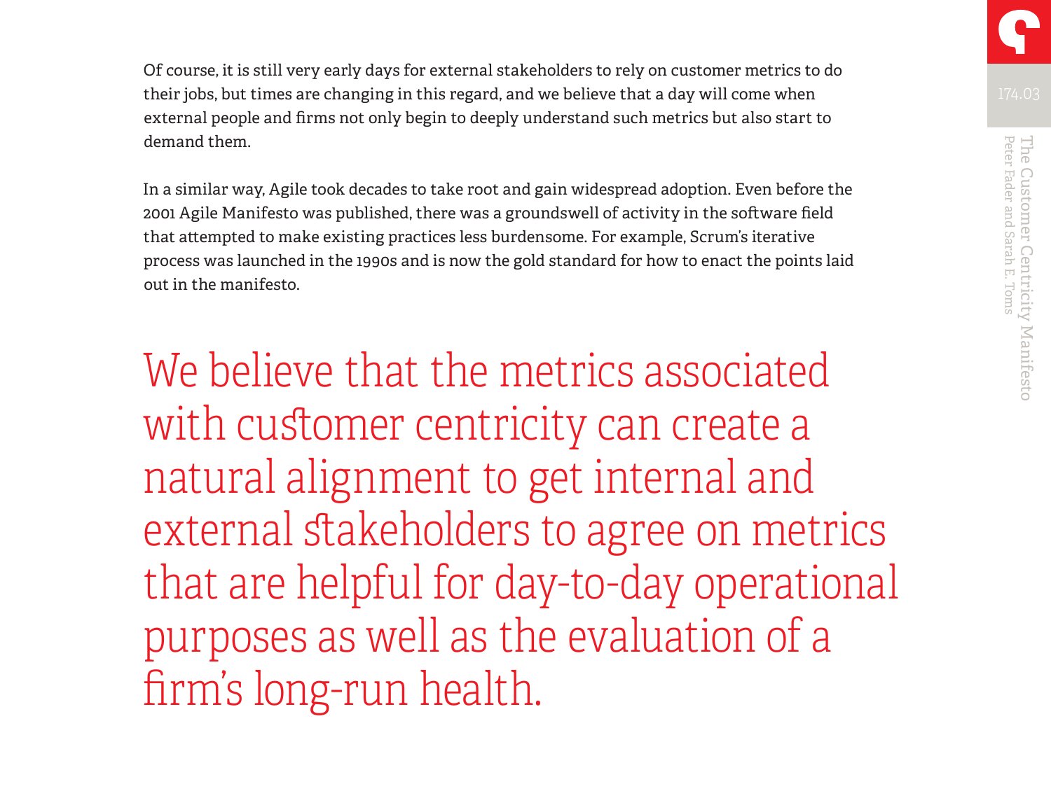Of course, it is still very early days for external stakeholders to rely on customer metrics to do their jobs, but times are changing in this regard, and we believe that a day will come when external people and firms not only begin to deeply understand such metrics but also start to demand them.

In a similar way, Agile took decades to take root and gain widespread adoption. Even before the 2001 Agile Manifesto was published, there was a groundswell of activity in the software field that attempted to make existing practices less burdensome. For example, Scrum's iterative process was launched in the 1990s and is now the gold standard for how to enact the points laid out in the manifesto.

> We believe that the metrics associated with customer centricity can create a natural alignment to get internal and external stakeholders to agree on metrics that are helpful for day-to-day operational purposes as well as the evaluation of a firm's long-run health.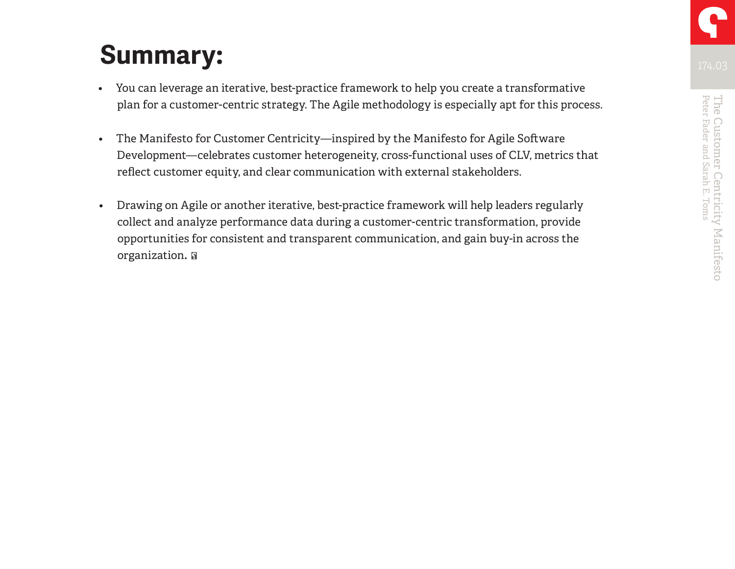# Summary:

- You can leverage an iterative, best-practice framework to help you create a transformative plan for a customer-centric strategy. The Agile methodology is especially apt for this process.

- The Manifesto for Customer Centricity—inspired by the Manifesto for Agile Software Development—celebrates customer heterogeneity, cross-functional uses of CLV, metrics that reflect customer equity, and clear communication with external stakeholders.

- Drawing on Agile or another iterative, best-practice framework will help leaders regularly collect and analyze performance data during a customer-centric transformation, provide opportunities for consistent and transparent communication, and gain buy-in across the organization.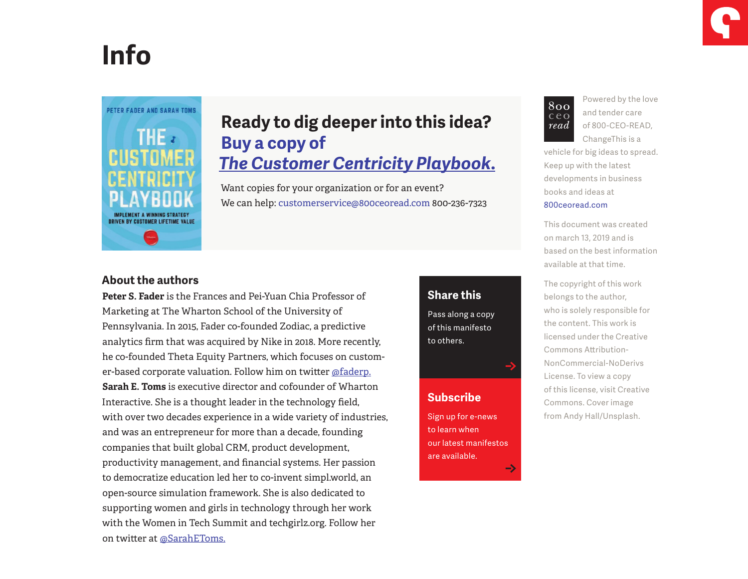# Info

## Ready to dig deeper into this idea?

## Buy a copy of *The Customer Centricity Playbook.*

Want copies for your organization or for an event?
We can help: customerservice@800ceoread.com 800-236-7323

### About the authors

**Peter S. Fader** is the Frances and Pei-Yuan Chia Professor of Marketing at The Wharton School of the University of Pennsylvania. In 2015, Fader co-founded Zodiac, a predictive analytics firm that was acquired by Nike in 2018. More recently, he co-founded Theta Equity Partners, which focuses on customer-based corporate valuation. Follow him on twitter @faderp.
**Sarah E. Toms** is executive director and cofounder of Wharton Interactive. She is a thought leader in the technology field, with over two decades experience in a wide variety of industries, and was an entrepreneur for more than a decade, founding companies that built global CRM, product development, productivity management, and financial systems. Her passion to democratize education led her to co-invent simpl.world, an open-source simulation framework. She is also dedicated to supporting women and girls in technology through her work with the Women in Tech Summit and techgirlz.org. Follow her on twitter at @SarahEToms.

### Share this

Pass along a copy of this manifesto to others.

### Subscribe

Sign up for e-news to learn when our latest manifestos are available.

Powered by the love and tender care of 800-CEO-READ, ChangeThis is a vehicle for big ideas to spread. Keep up with the latest developments in business books and ideas at 800ceoread.com

This document was created on march 13, 2019 and is based on the best information available at that time.

The copyright of this work belongs to the author, who is solely responsible for the content. This work is licensed under the Creative Commons Attribution-NonCommercial-NoDerivs License. To view a copy of this license, visit Creative Commons. Cover image from Andy Hall/Unsplash.